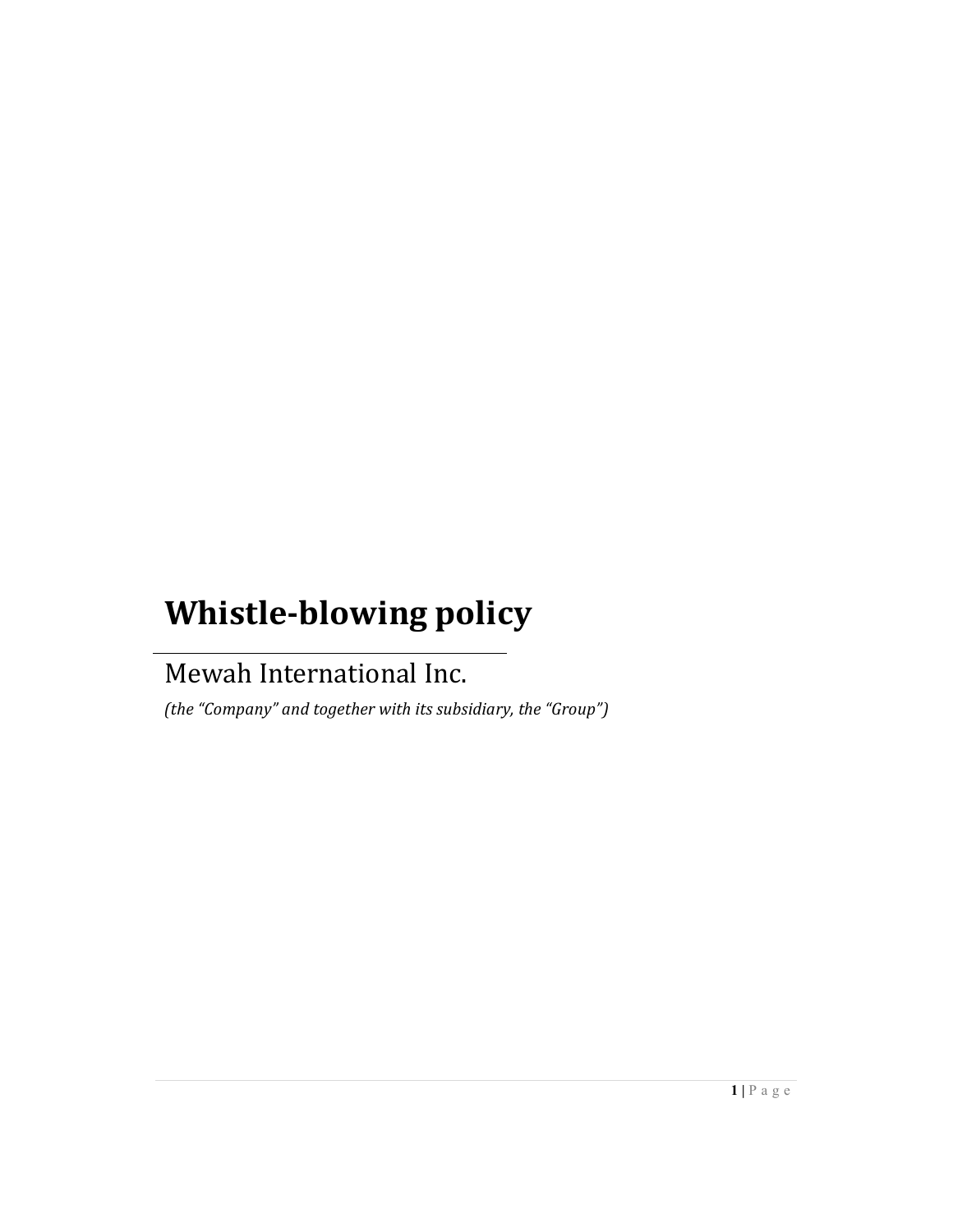# Whistle-blowing policy

Mewah International Inc.

*(the "Company" and together with its subsidiary, the "Group")*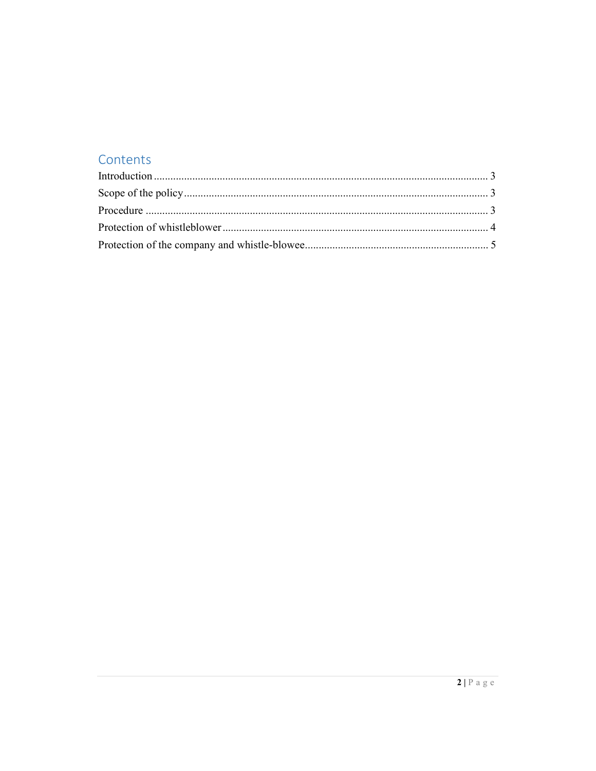# Contents

Introduction ........................................................................................................................ 3

Scope of the policy ................................................................................................................ 3

Procedure ............................................................................................................................ 3

Protection of whistleblower ................................................................................................ 4

Protection of the company and whistle-blowee ................................................................... 5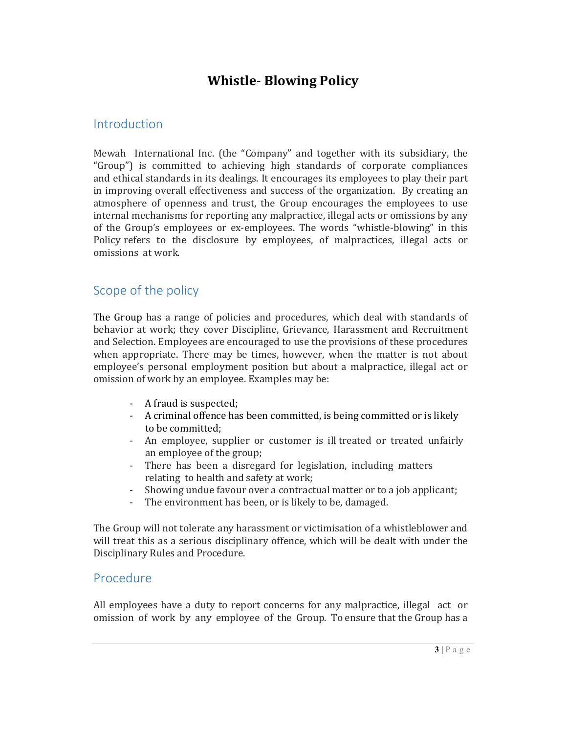# Whistle- Blowing Policy

## Introduction

Mewah International Inc. (the "Company" and together with its subsidiary, the "Group") is committed to achieving high standards of corporate compliances and ethical standards in its dealings. It encourages its employees to play their part in improving overall effectiveness and success of the organization. By creating an atmosphere of openness and trust, the Group encourages the employees to use internal mechanisms for reporting any malpractice, illegal acts or omissions by any of the Group's employees or ex-employees. The words "whistle-blowing" in this Policy refers to the disclosure by employees, of malpractices, illegal acts or omissions at work.

## Scope of the policy

The Group has a range of policies and procedures, which deal with standards of behavior at work; they cover Discipline, Grievance, Harassment and Recruitment and Selection. Employees are encouraged to use the provisions of these procedures when appropriate. There may be times, however, when the matter is not about employee's personal employment position but about a malpractice, illegal act or omission of work by an employee. Examples may be:

- A fraud is suspected;
- A criminal offence has been committed, is being committed or is likely to be committed;
- An employee, supplier or customer is ill treated or treated unfairly an employee of the group;
- There has been a disregard for legislation, including matters relating to health and safety at work;
- Showing undue favour over a contractual matter or to a job applicant;
- The environment has been, or is likely to be, damaged.

The Group will not tolerate any harassment or victimisation of a whistleblower and will treat this as a serious disciplinary offence, which will be dealt with under the Disciplinary Rules and Procedure.

## Procedure

All employees have a duty to report concerns for any malpractice, illegal act or omission of work by any employee of the Group. To ensure that the Group has a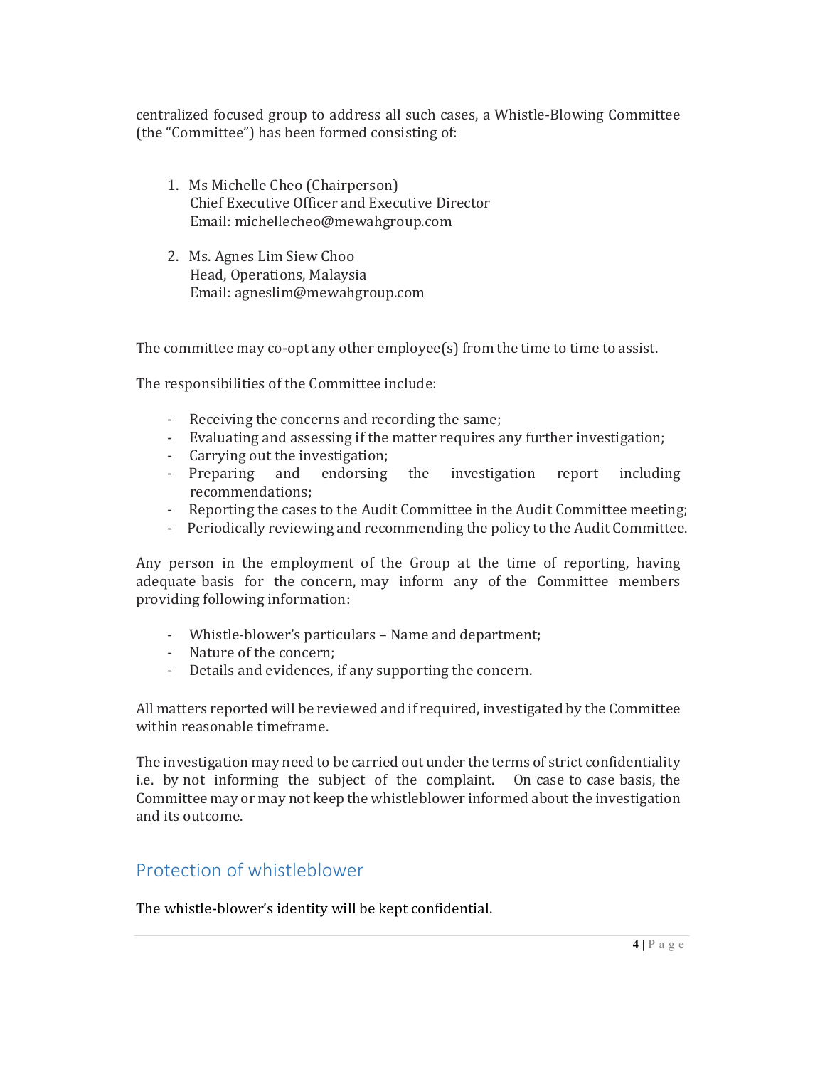centralized focused group to address all such cases, a Whistle-Blowing Committee (the "Committee") has been formed consisting of:

1. Ms Michelle Cheo (Chairperson)
   Chief Executive Officer and Executive Director
   Email: michellecheo@mewahgroup.com

2. Ms. Agnes Lim Siew Choo
   Head, Operations, Malaysia
   Email: agneslim@mewahgroup.com

The committee may co-opt any other employee(s) from the time to time to assist.

The responsibilities of the Committee include:

- Receiving the concerns and recording the same;
- Evaluating and assessing if the matter requires any further investigation;
- Carrying out the investigation;
- Preparing and endorsing the investigation report including recommendations;
- Reporting the cases to the Audit Committee in the Audit Committee meeting;
- Periodically reviewing and recommending the policy to the Audit Committee.

Any person in the employment of the Group at the time of reporting, having adequate basis for the concern, may inform any of the Committee members providing following information:

- Whistle-blower's particulars – Name and department;
- Nature of the concern;
- Details and evidences, if any supporting the concern.

All matters reported will be reviewed and if required, investigated by the Committee within reasonable timeframe.

The investigation may need to be carried out under the terms of strict confidentiality i.e. by not informing the subject of the complaint. On case to case basis, the Committee may or may not keep the whistleblower informed about the investigation and its outcome.

## Protection of whistleblower

The whistle-blower's identity will be kept confidential.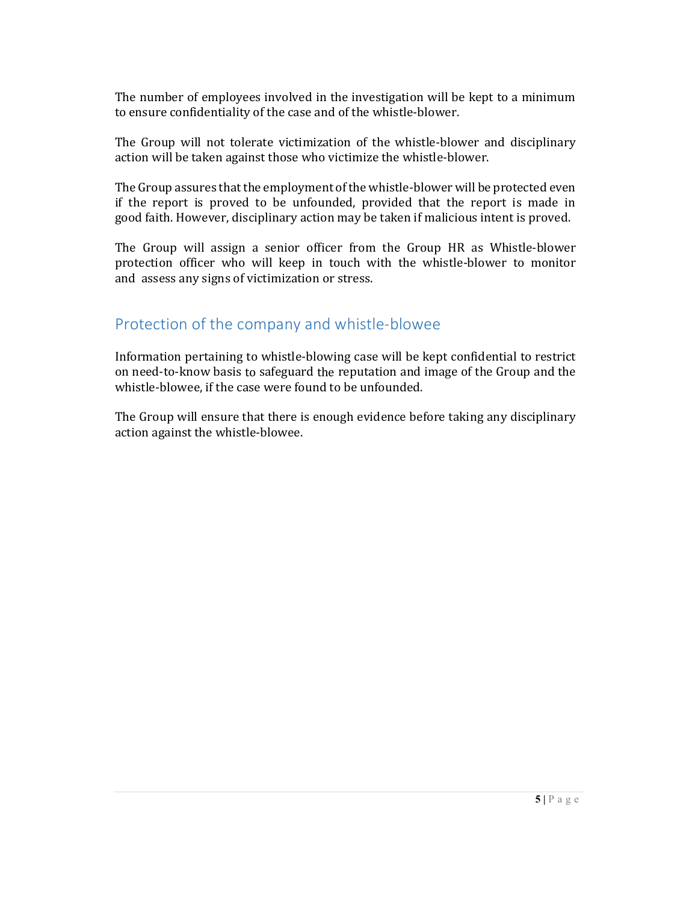The number of employees involved in the investigation will be kept to a minimum to ensure confidentiality of the case and of the whistle-blower.

The Group will not tolerate victimization of the whistle-blower and disciplinary action will be taken against those who victimize the whistle-blower.

The Group assures that the employment of the whistle-blower will be protected even if the report is proved to be unfounded, provided that the report is made in good faith. However, disciplinary action may be taken if malicious intent is proved.

The Group will assign a senior officer from the Group HR as Whistle-blower protection officer who will keep in touch with the whistle-blower to monitor and assess any signs of victimization or stress.

## Protection of the company and whistle-blowee

Information pertaining to whistle-blowing case will be kept confidential to restrict on need-to-know basis to safeguard the reputation and image of the Group and the whistle-blowee, if the case were found to be unfounded.

The Group will ensure that there is enough evidence before taking any disciplinary action against the whistle-blowee.